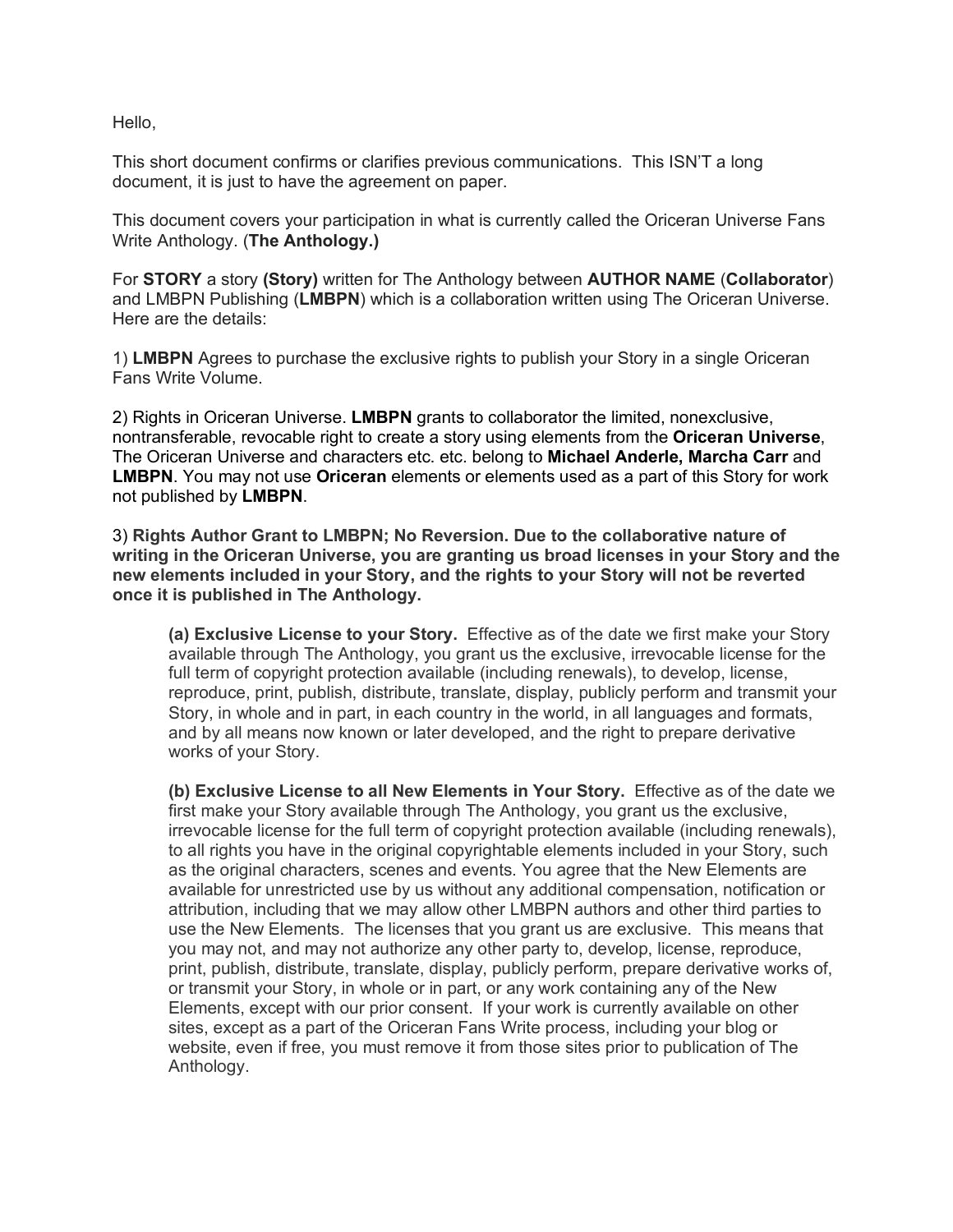Hello,

This short document confirms or clarifies previous communications. This ISN'T a long document, it is just to have the agreement on paper.

This document covers your participation in what is currently called the Oriceran Universe Fans Write Anthology. (**The Anthology.)**

For **STORY** a story **(Story)** written for The Anthology between **AUTHOR NAME** (**Collaborator**) and LMBPN Publishing (**LMBPN**) which is a collaboration written using The Oriceran Universe. Here are the details:

1) **LMBPN** Agrees to purchase the exclusive rights to publish your Story in a single Oriceran Fans Write Volume.

2) Rights in Oriceran Universe. **LMBPN** grants to collaborator the limited, nonexclusive, nontransferable, revocable right to create a story using elements from the **Oriceran Universe**, The Oriceran Universe and characters etc. etc. belong to **Michael Anderle, Marcha Carr** and **LMBPN**. You may not use **Oriceran** elements or elements used as a part of this Story for work not published by **LMBPN**.

3) **Rights Author Grant to LMBPN; No Reversion. Due to the collaborative nature of writing in the Oriceran Universe, you are granting us broad licenses in your Story and the new elements included in your Story, and the rights to your Story will not be reverted once it is published in The Anthology.**

> **(a) Exclusive License to your Story.** Effective as of the date we first make your Story available through The Anthology, you grant us the exclusive, irrevocable license for the full term of copyright protection available (including renewals), to develop, license, reproduce, print, publish, distribute, translate, display, publicly perform and transmit your Story, in whole and in part, in each country in the world, in all languages and formats, and by all means now known or later developed, and the right to prepare derivative works of your Story.
>
> **(b) Exclusive License to all New Elements in Your Story.** Effective as of the date we first make your Story available through The Anthology, you grant us the exclusive, irrevocable license for the full term of copyright protection available (including renewals), to all rights you have in the original copyrightable elements included in your Story, such as the original characters, scenes and events. You agree that the New Elements are available for unrestricted use by us without any additional compensation, notification or attribution, including that we may allow other LMBPN authors and other third parties to use the New Elements. The licenses that you grant us are exclusive. This means that you may not, and may not authorize any other party to, develop, license, reproduce, print, publish, distribute, translate, display, publicly perform, prepare derivative works of, or transmit your Story, in whole or in part, or any work containing any of the New Elements, except with our prior consent. If your work is currently available on other sites, except as a part of the Oriceran Fans Write process, including your blog or website, even if free, you must remove it from those sites prior to publication of The Anthology.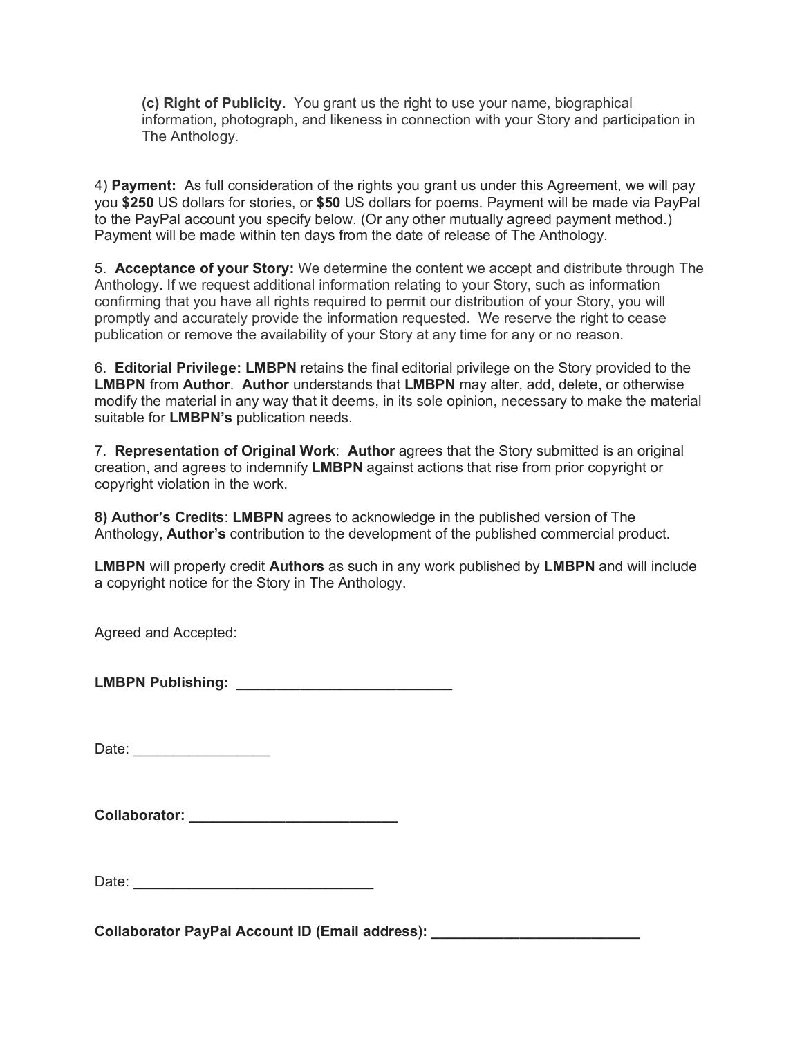**(c) Right of Publicity.** You grant us the right to use your name, biographical information, photograph, and likeness in connection with your Story and participation in The Anthology.

4) **Payment:** As full consideration of the rights you grant us under this Agreement, we will pay you **$250** US dollars for stories, or **$50** US dollars for poems. Payment will be made via PayPal to the PayPal account you specify below. (Or any other mutually agreed payment method.) Payment will be made within ten days from the date of release of The Anthology.

5. **Acceptance of your Story:** We determine the content we accept and distribute through The Anthology. If we request additional information relating to your Story, such as information confirming that you have all rights required to permit our distribution of your Story, you will promptly and accurately provide the information requested. We reserve the right to cease publication or remove the availability of your Story at any time for any or no reason.

6. **Editorial Privilege: LMBPN** retains the final editorial privilege on the Story provided to the **LMBPN** from **Author**. **Author** understands that **LMBPN** may alter, add, delete, or otherwise modify the material in any way that it deems, in its sole opinion, necessary to make the material suitable for **LMBPN's** publication needs.

7. **Representation of Original Work**: **Author** agrees that the Story submitted is an original creation, and agrees to indemnify **LMBPN** against actions that rise from prior copyright or copyright violation in the work.

**8) Author's Credits**: **LMBPN** agrees to acknowledge in the published version of The Anthology, **Author's** contribution to the development of the published commercial product.

**LMBPN** will properly credit **Authors** as such in any work published by **LMBPN** and will include a copyright notice for the Story in The Anthology.

Agreed and Accepted:

**LMBPN Publishing: ___________________________**

Date: _________________

**Collaborator: __________________________**

Date: ______________________________

**Collaborator PayPal Account ID (Email address): __________________________**